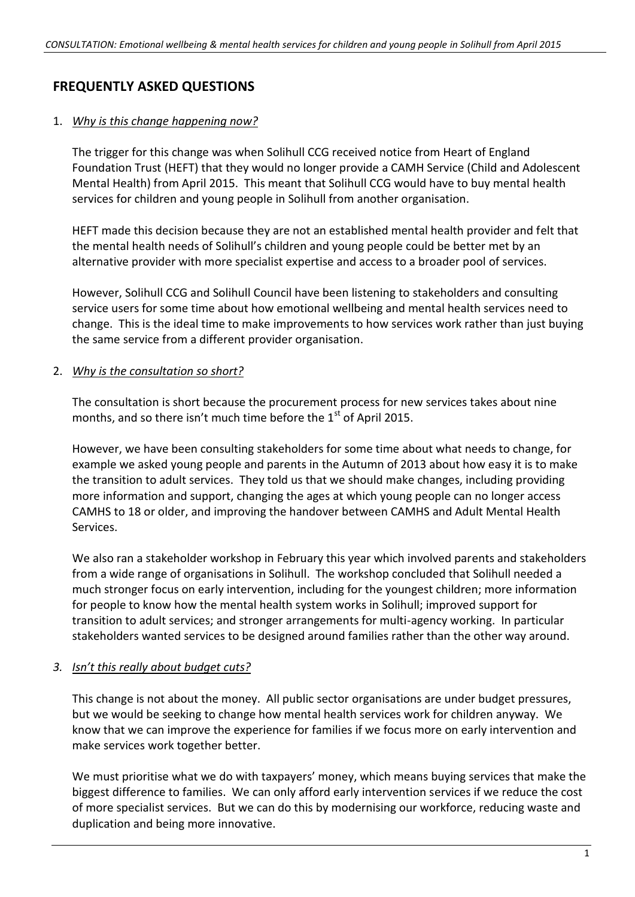## FREQUENTLY ASKED QUESTIONS

1. *Why is this change happening now?*

   The trigger for this change was when Solihull CCG received notice from Heart of England Foundation Trust (HEFT) that they would no longer provide a CAMH Service (Child and Adolescent Mental Health) from April 2015. This meant that Solihull CCG would have to buy mental health services for children and young people in Solihull from another organisation.

   HEFT made this decision because they are not an established mental health provider and felt that the mental health needs of Solihull's children and young people could be better met by an alternative provider with more specialist expertise and access to a broader pool of services.

   However, Solihull CCG and Solihull Council have been listening to stakeholders and consulting service users for some time about how emotional wellbeing and mental health services need to change. This is the ideal time to make improvements to how services work rather than just buying the same service from a different provider organisation.

2. *Why is the consultation so short?*

   The consultation is short because the procurement process for new services takes about nine months, and so there isn't much time before the 1st of April 2015.

   However, we have been consulting stakeholders for some time about what needs to change, for example we asked young people and parents in the Autumn of 2013 about how easy it is to make the transition to adult services. They told us that we should make changes, including providing more information and support, changing the ages at which young people can no longer access CAMHS to 18 or older, and improving the handover between CAMHS and Adult Mental Health Services.

   We also ran a stakeholder workshop in February this year which involved parents and stakeholders from a wide range of organisations in Solihull. The workshop concluded that Solihull needed a much stronger focus on early intervention, including for the youngest children; more information for people to know how the mental health system works in Solihull; improved support for transition to adult services; and stronger arrangements for multi-agency working. In particular stakeholders wanted services to be designed around families rather than the other way around.

3. *Isn't this really about budget cuts?*

   This change is not about the money. All public sector organisations are under budget pressures, but we would be seeking to change how mental health services work for children anyway. We know that we can improve the experience for families if we focus more on early intervention and make services work together better.

   We must prioritise what we do with taxpayers' money, which means buying services that make the biggest difference to families. We can only afford early intervention services if we reduce the cost of more specialist services. But we can do this by modernising our workforce, reducing waste and duplication and being more innovative.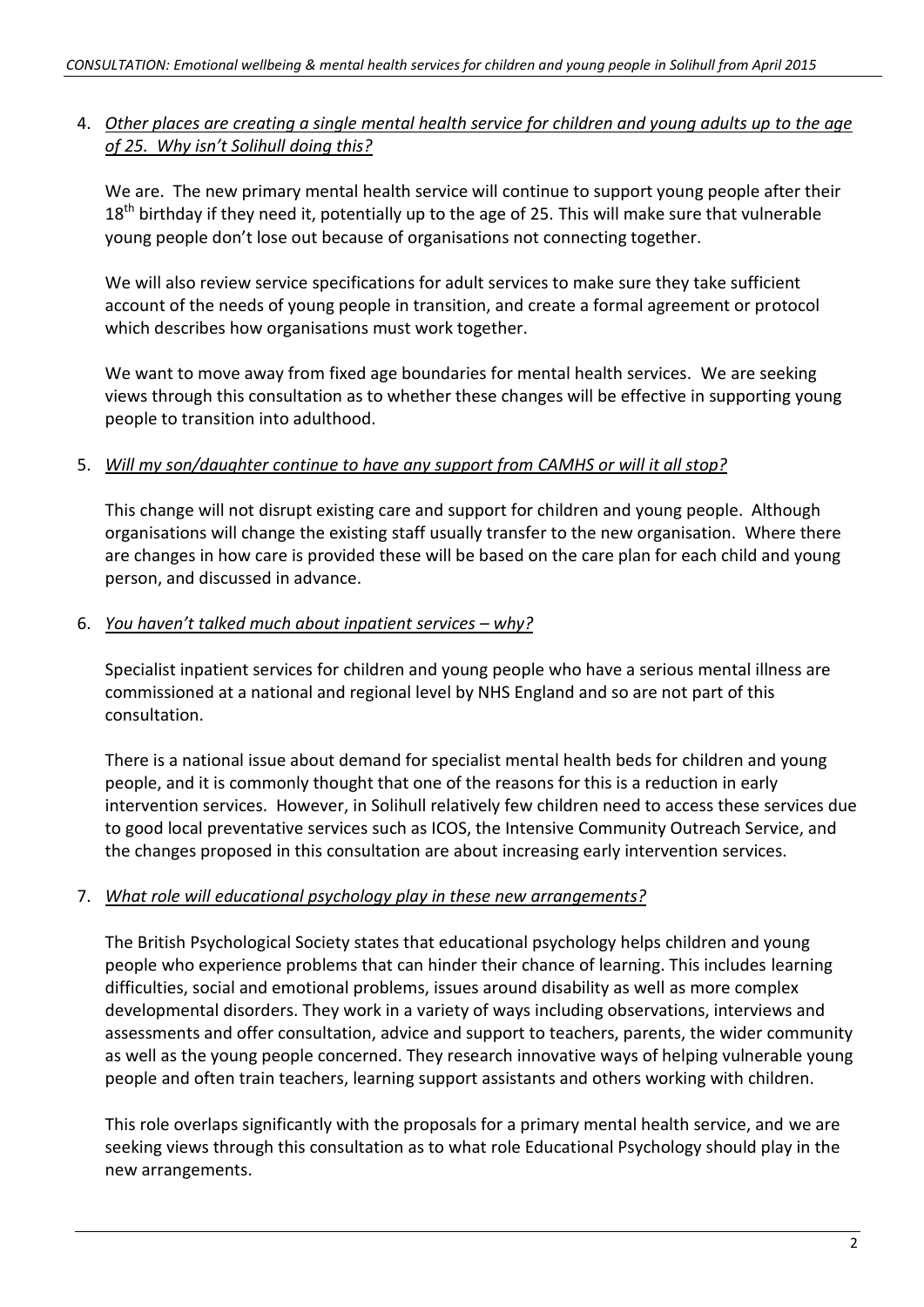4. *Other places are creating a single mental health service for children and young adults up to the age of 25. Why isn't Solihull doing this?*

   We are. The new primary mental health service will continue to support young people after their 18th birthday if they need it, potentially up to the age of 25. This will make sure that vulnerable young people don't lose out because of organisations not connecting together.

   We will also review service specifications for adult services to make sure they take sufficient account of the needs of young people in transition, and create a formal agreement or protocol which describes how organisations must work together.

   We want to move away from fixed age boundaries for mental health services. We are seeking views through this consultation as to whether these changes will be effective in supporting young people to transition into adulthood.

5. *Will my son/daughter continue to have any support from CAMHS or will it all stop?*

   This change will not disrupt existing care and support for children and young people. Although organisations will change the existing staff usually transfer to the new organisation. Where there are changes in how care is provided these will be based on the care plan for each child and young person, and discussed in advance.

6. *You haven't talked much about inpatient services – why?*

   Specialist inpatient services for children and young people who have a serious mental illness are commissioned at a national and regional level by NHS England and so are not part of this consultation.

   There is a national issue about demand for specialist mental health beds for children and young people, and it is commonly thought that one of the reasons for this is a reduction in early intervention services. However, in Solihull relatively few children need to access these services due to good local preventative services such as ICOS, the Intensive Community Outreach Service, and the changes proposed in this consultation are about increasing early intervention services.

7. *What role will educational psychology play in these new arrangements?*

   The British Psychological Society states that educational psychology helps children and young people who experience problems that can hinder their chance of learning. This includes learning difficulties, social and emotional problems, issues around disability as well as more complex developmental disorders. They work in a variety of ways including observations, interviews and assessments and offer consultation, advice and support to teachers, parents, the wider community as well as the young people concerned. They research innovative ways of helping vulnerable young people and often train teachers, learning support assistants and others working with children.

   This role overlaps significantly with the proposals for a primary mental health service, and we are seeking views through this consultation as to what role Educational Psychology should play in the new arrangements.